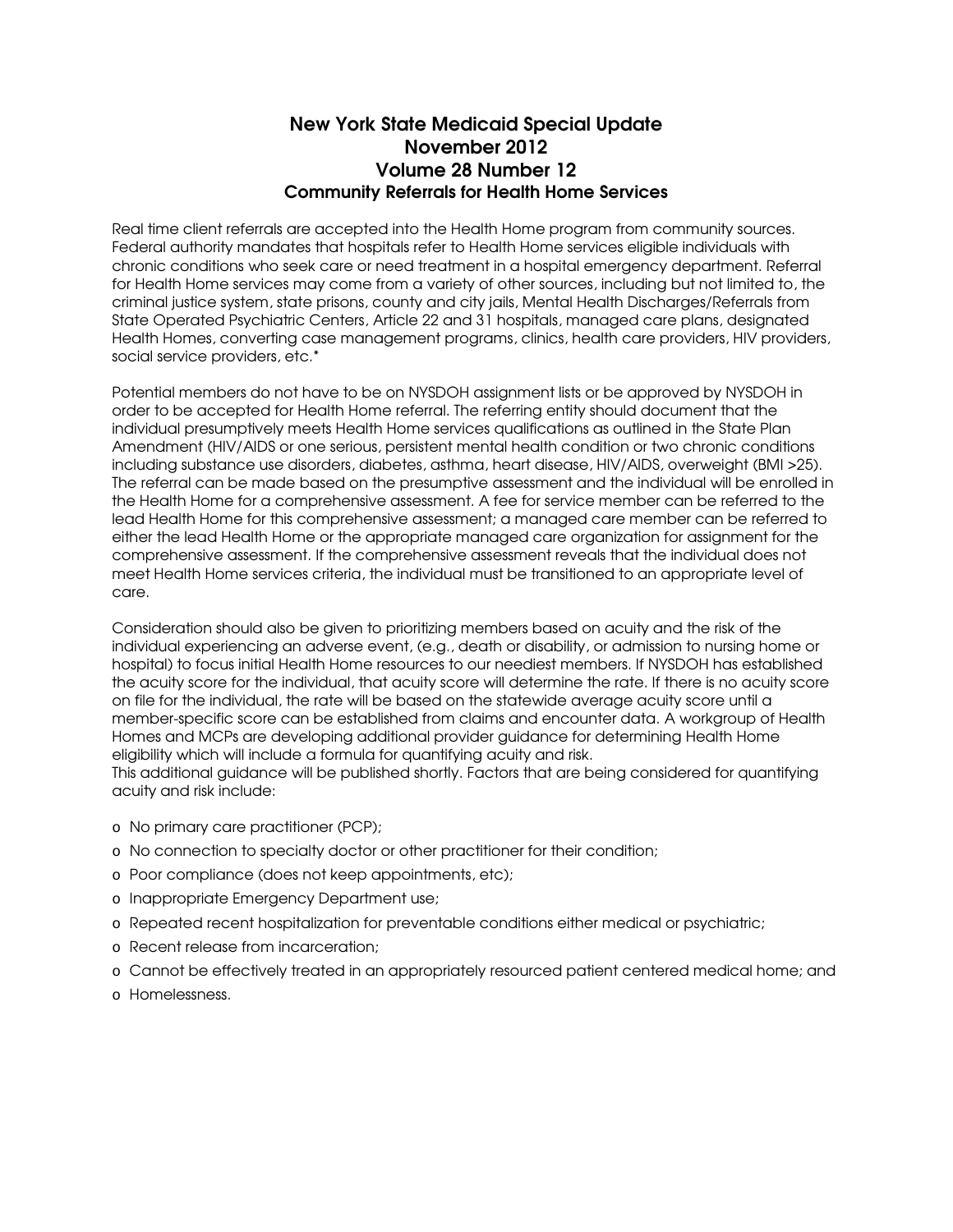# New York State Medicaid Special Update
# November 2012
# Volume 28 Number 12
## Community Referrals for Health Home Services

Real time client referrals are accepted into the Health Home program from community sources. Federal authority mandates that hospitals refer to Health Home services eligible individuals with chronic conditions who seek care or need treatment in a hospital emergency department. Referral for Health Home services may come from a variety of other sources, including but not limited to, the criminal justice system, state prisons, county and city jails, Mental Health Discharges/Referrals from State Operated Psychiatric Centers, Article 22 and 31 hospitals, managed care plans, designated Health Homes, converting case management programs, clinics, health care providers, HIV providers, social service providers, etc.*

Potential members do not have to be on NYSDOH assignment lists or be approved by NYSDOH in order to be accepted for Health Home referral. The referring entity should document that the individual presumptively meets Health Home services qualifications as outlined in the State Plan Amendment (HIV/AIDS or one serious, persistent mental health condition or two chronic conditions including substance use disorders, diabetes, asthma, heart disease, HIV/AIDS, overweight (BMI >25). The referral can be made based on the presumptive assessment and the individual will be enrolled in the Health Home for a comprehensive assessment. A fee for service member can be referred to the lead Health Home for this comprehensive assessment; a managed care member can be referred to either the lead Health Home or the appropriate managed care organization for assignment for the comprehensive assessment. If the comprehensive assessment reveals that the individual does not meet Health Home services criteria, the individual must be transitioned to an appropriate level of care.

Consideration should also be given to prioritizing members based on acuity and the risk of the individual experiencing an adverse event, (e.g., death or disability, or admission to nursing home or hospital) to focus initial Health Home resources to our neediest members. If NYSDOH has established the acuity score for the individual, that acuity score will determine the rate. If there is no acuity score on file for the individual, the rate will be based on the statewide average acuity score until a member-specific score can be established from claims and encounter data. A workgroup of Health Homes and MCPs are developing additional provider guidance for determining Health Home eligibility which will include a formula for quantifying acuity and risk.
This additional guidance will be published shortly. Factors that are being considered for quantifying acuity and risk include:

- No primary care practitioner (PCP);
- No connection to specialty doctor or other practitioner for their condition;
- Poor compliance (does not keep appointments, etc);
- Inappropriate Emergency Department use;
- Repeated recent hospitalization for preventable conditions either medical or psychiatric;
- Recent release from incarceration;
- Cannot be effectively treated in an appropriately resourced patient centered medical home; and
- Homelessness.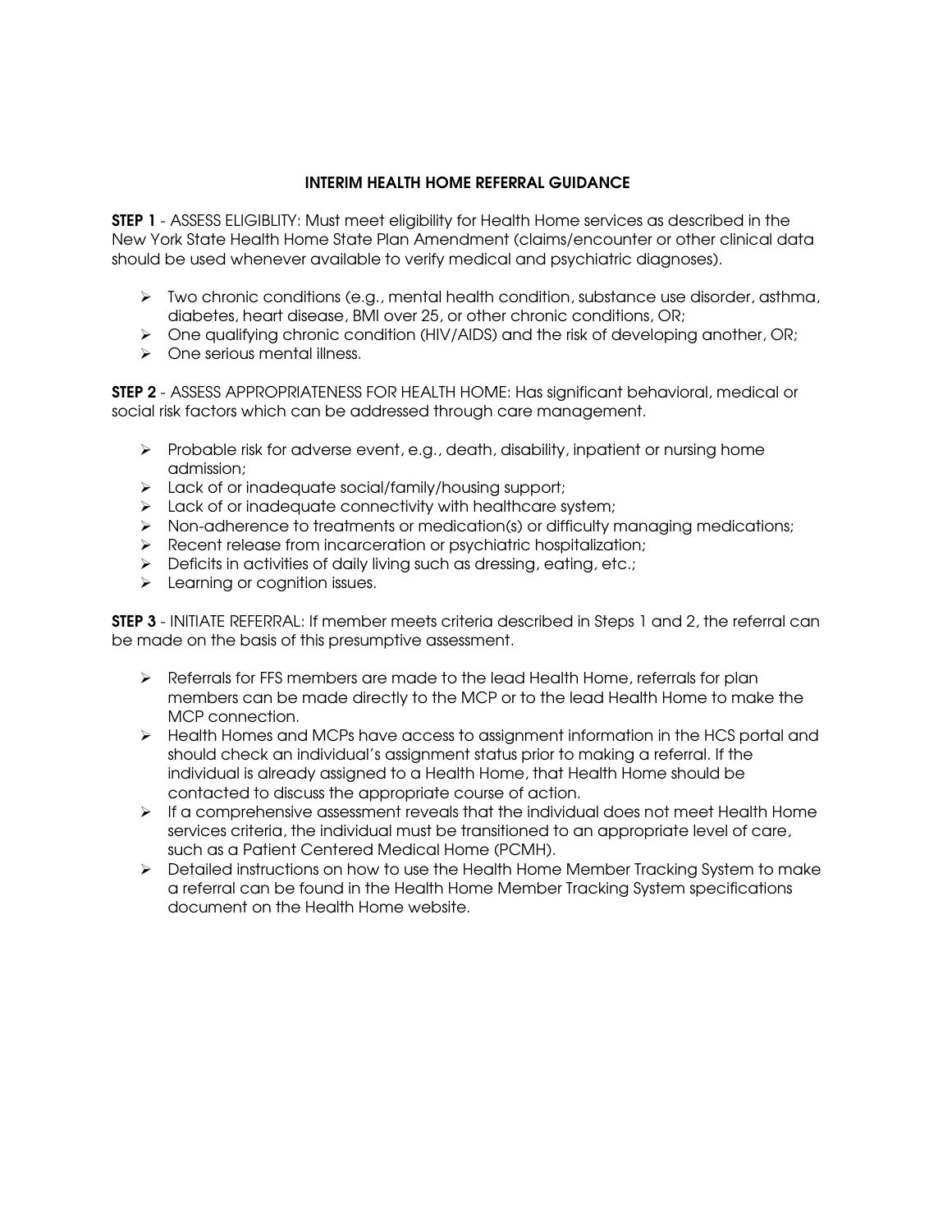# INTERIM HEALTH HOME REFERRAL GUIDANCE

**STEP 1** - ASSESS ELIGIBLITY: Must meet eligibility for Health Home services as described in the New York State Health Home State Plan Amendment (claims/encounter or other clinical data should be used whenever available to verify medical and psychiatric diagnoses).

- Two chronic conditions (e.g., mental health condition, substance use disorder, asthma, diabetes, heart disease, BMI over 25, or other chronic conditions, OR;
- One qualifying chronic condition (HIV/AIDS) and the risk of developing another, OR;
- One serious mental illness.

**STEP 2** - ASSESS APPROPRIATENESS FOR HEALTH HOME: Has significant behavioral, medical or social risk factors which can be addressed through care management.

- Probable risk for adverse event, e.g., death, disability, inpatient or nursing home admission;
- Lack of or inadequate social/family/housing support;
- Lack of or inadequate connectivity with healthcare system;
- Non-adherence to treatments or medication(s) or difficulty managing medications;
- Recent release from incarceration or psychiatric hospitalization;
- Deficits in activities of daily living such as dressing, eating, etc.;
- Learning or cognition issues.

**STEP 3** - INITIATE REFERRAL: If member meets criteria described in Steps 1 and 2, the referral can be made on the basis of this presumptive assessment.

- Referrals for FFS members are made to the lead Health Home, referrals for plan members can be made directly to the MCP or to the lead Health Home to make the MCP connection.
- Health Homes and MCPs have access to assignment information in the HCS portal and should check an individual's assignment status prior to making a referral. If the individual is already assigned to a Health Home, that Health Home should be contacted to discuss the appropriate course of action.
- If a comprehensive assessment reveals that the individual does not meet Health Home services criteria, the individual must be transitioned to an appropriate level of care, such as a Patient Centered Medical Home (PCMH).
- Detailed instructions on how to use the Health Home Member Tracking System to make a referral can be found in the Health Home Member Tracking System specifications document on the Health Home website.